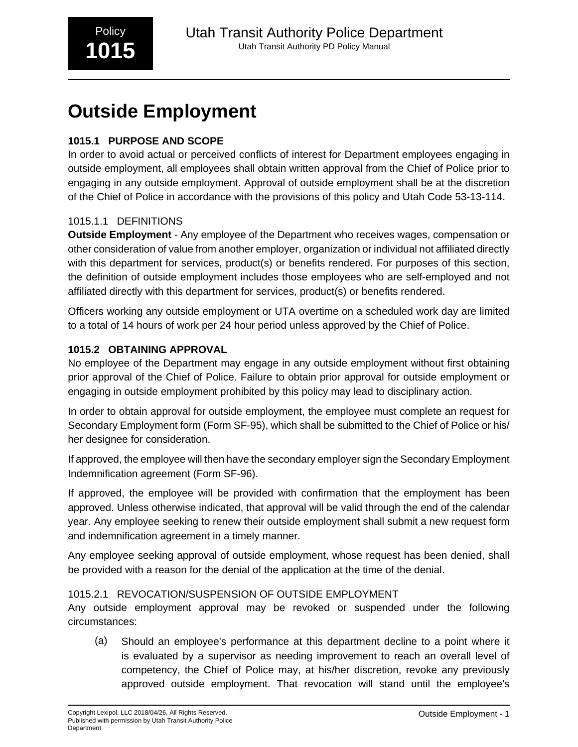# Outside Employment

## 1015.1 PURPOSE AND SCOPE

In order to avoid actual or perceived conflicts of interest for Department employees engaging in outside employment, all employees shall obtain written approval from the Chief of Police prior to engaging in any outside employment. Approval of outside employment shall be at the discretion of the Chief of Police in accordance with the provisions of this policy and Utah Code 53-13-114.

### 1015.1.1 DEFINITIONS

**Outside Employment** - Any employee of the Department who receives wages, compensation or other consideration of value from another employer, organization or individual not affiliated directly with this department for services, product(s) or benefits rendered. For purposes of this section, the definition of outside employment includes those employees who are self-employed and not affiliated directly with this department for services, product(s) or benefits rendered.

Officers working any outside employment or UTA overtime on a scheduled work day are limited to a total of 14 hours of work per 24 hour period unless approved by the Chief of Police.

## 1015.2 OBTAINING APPROVAL

No employee of the Department may engage in any outside employment without first obtaining prior approval of the Chief of Police. Failure to obtain prior approval for outside employment or engaging in outside employment prohibited by this policy may lead to disciplinary action.

In order to obtain approval for outside employment, the employee must complete an request for Secondary Employment form (Form SF-95), which shall be submitted to the Chief of Police or his/her designee for consideration.

If approved, the employee will then have the secondary employer sign the Secondary Employment Indemnification agreement (Form SF-96).

If approved, the employee will be provided with confirmation that the employment has been approved. Unless otherwise indicated, that approval will be valid through the end of the calendar year. Any employee seeking to renew their outside employment shall submit a new request form and indemnification agreement in a timely manner.

Any employee seeking approval of outside employment, whose request has been denied, shall be provided with a reason for the denial of the application at the time of the denial.

### 1015.2.1 REVOCATION/SUSPENSION OF OUTSIDE EMPLOYMENT

Any outside employment approval may be revoked or suspended under the following circumstances:

(a) Should an employee's performance at this department decline to a point where it is evaluated by a supervisor as needing improvement to reach an overall level of competency, the Chief of Police may, at his/her discretion, revoke any previously approved outside employment. That revocation will stand until the employee's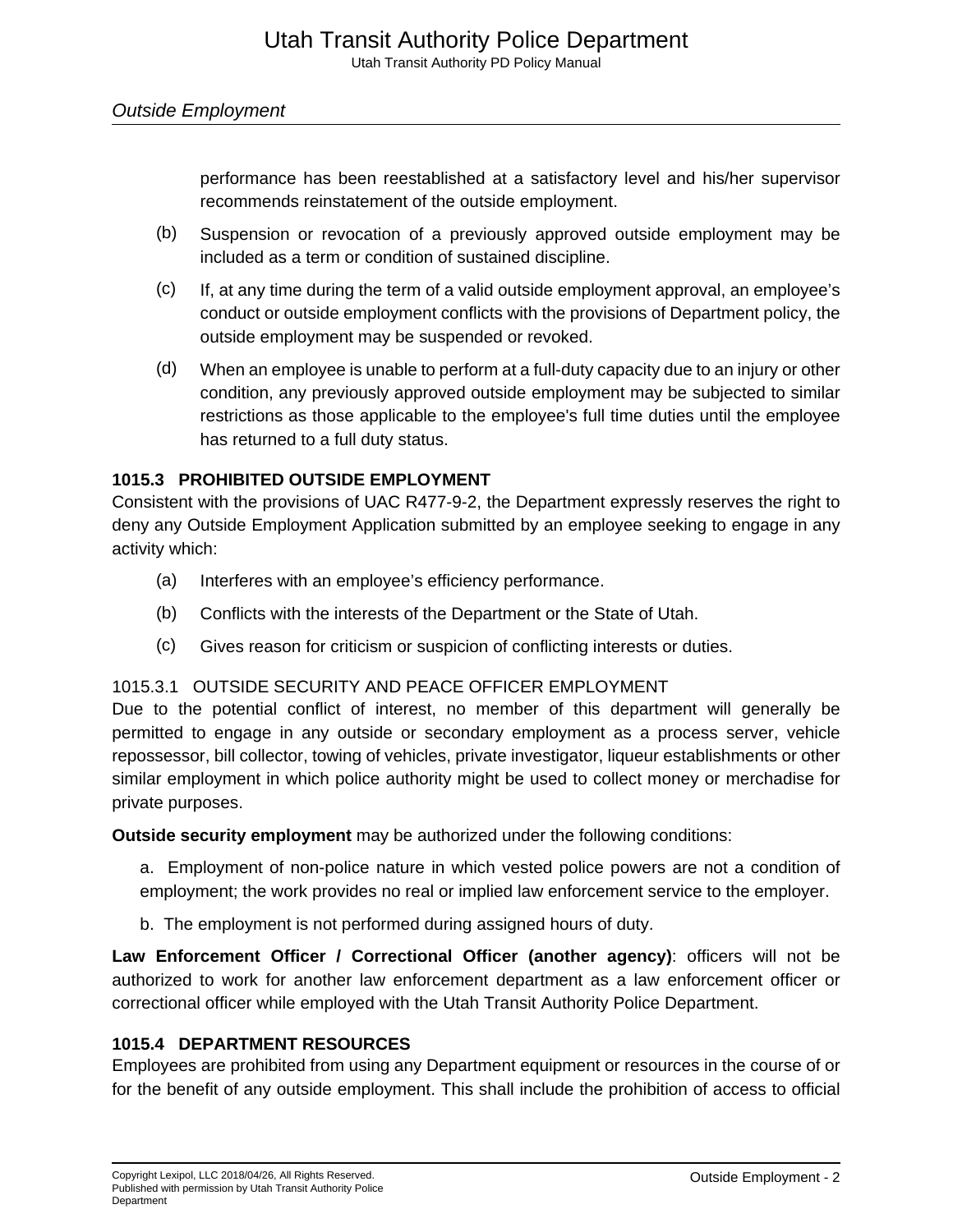performance has been reestablished at a satisfactory level and his/her supervisor recommends reinstatement of the outside employment.

(b) Suspension or revocation of a previously approved outside employment may be included as a term or condition of sustained discipline.

(c) If, at any time during the term of a valid outside employment approval, an employee's conduct or outside employment conflicts with the provisions of Department policy, the outside employment may be suspended or revoked.

(d) When an employee is unable to perform at a full-duty capacity due to an injury or other condition, any previously approved outside employment may be subjected to similar restrictions as those applicable to the employee's full time duties until the employee has returned to a full duty status.

## 1015.3 PROHIBITED OUTSIDE EMPLOYMENT

Consistent with the provisions of UAC R477-9-2, the Department expressly reserves the right to deny any Outside Employment Application submitted by an employee seeking to engage in any activity which:

(a) Interferes with an employee's efficiency performance.

(b) Conflicts with the interests of the Department or the State of Utah.

(c) Gives reason for criticism or suspicion of conflicting interests or duties.

### 1015.3.1 OUTSIDE SECURITY AND PEACE OFFICER EMPLOYMENT

Due to the potential conflict of interest, no member of this department will generally be permitted to engage in any outside or secondary employment as a process server, vehicle repossessor, bill collector, towing of vehicles, private investigator, liqueur establishments or other similar employment in which police authority might be used to collect money or merchandise for private purposes.

**Outside security employment** may be authorized under the following conditions:

a. Employment of non-police nature in which vested police powers are not a condition of employment; the work provides no real or implied law enforcement service to the employer.

b. The employment is not performed during assigned hours of duty.

**Law Enforcement Officer / Correctional Officer (another agency)**: officers will not be authorized to work for another law enforcement department as a law enforcement officer or correctional officer while employed with the Utah Transit Authority Police Department.

## 1015.4 DEPARTMENT RESOURCES

Employees are prohibited from using any Department equipment or resources in the course of or for the benefit of any outside employment. This shall include the prohibition of access to official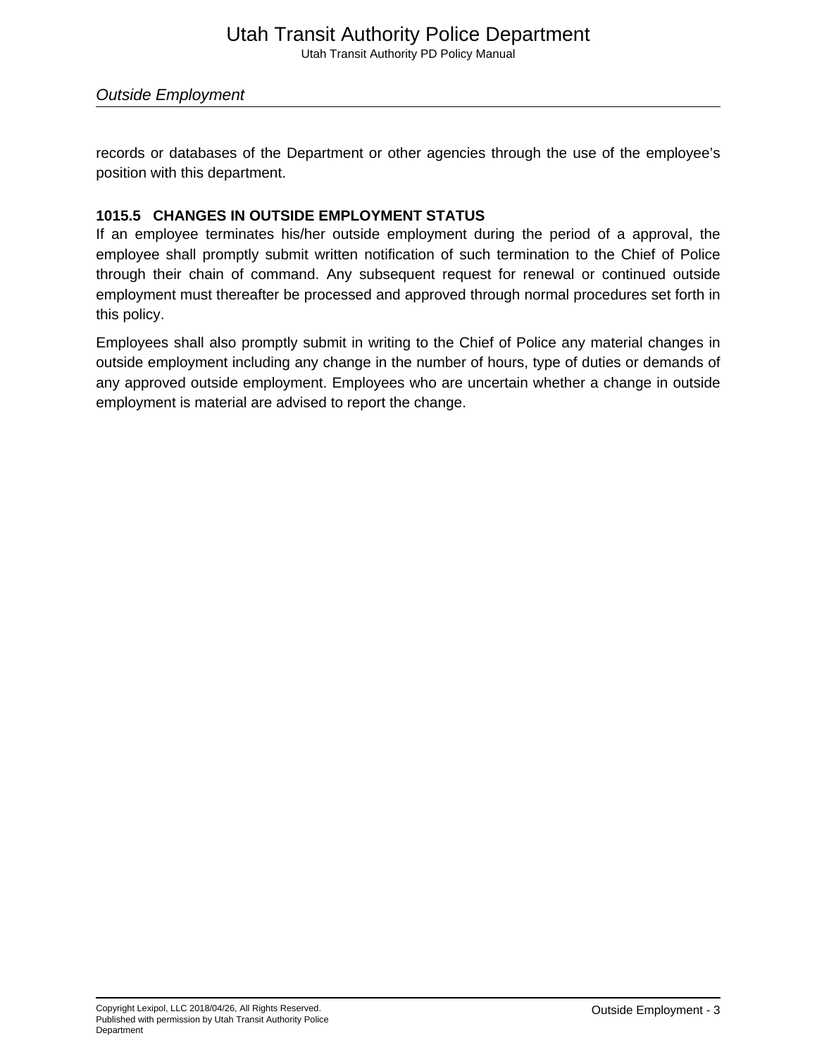records or databases of the Department or other agencies through the use of the employee's position with this department.

### 1015.5 CHANGES IN OUTSIDE EMPLOYMENT STATUS

If an employee terminates his/her outside employment during the period of a approval, the employee shall promptly submit written notification of such termination to the Chief of Police through their chain of command. Any subsequent request for renewal or continued outside employment must thereafter be processed and approved through normal procedures set forth in this policy.

Employees shall also promptly submit in writing to the Chief of Police any material changes in outside employment including any change in the number of hours, type of duties or demands of any approved outside employment. Employees who are uncertain whether a change in outside employment is material are advised to report the change.